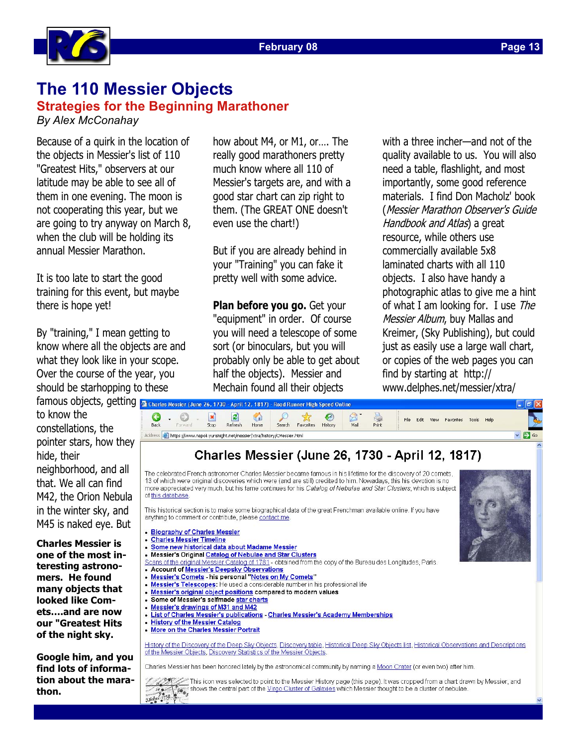# The 110 Messier Objects

## Strategies for the Beginning Marathoner

*By Alex McConahay*

Because of a quirk in the location of the objects in Messier's list of 110 "Greatest Hits," observers at our latitude may be able to see all of them in one evening. The moon is not cooperating this year, but we are going to try anyway on March 8, when the club will be holding its annual Messier Marathon.

It is too late to start the good training for this event, but maybe there is hope yet!

By "training," I mean getting to know where all the objects are and what they look like in your scope. Over the course of the year, you should be starhopping to these famous objects, getting to know the constellations, the pointer stars, how they hide, their neighborhood, and all that. We all can find M42, the Orion Nebula in the winter sky, and M45 is naked eye. But how about M4, or M1, or…. The really good marathoners pretty much know where all 110 of Messier's targets are, and with a good star chart can zip right to them. (The GREAT ONE doesn't even use the chart!)

But if you are already behind in your "Training" you can fake it pretty well with some advice.

**Plan before you go.** Get your "equipment" in order. Of course you will need a telescope of some sort (or binoculars, but you will probably only be able to get about half the objects). Messier and Mechain found all their objects with a three incher—and not of the quality available to us. You will also need a table, flashlight, and most importantly, some good reference materials. I find Don Macholz' book (*Messier Marathon Observer's Guide Handbook and Atlas*) a great resource, while others use commercially available 5x8 laminated charts with all 110 objects. I also have handy a photographic atlas to give me a hint of what I am looking for. I use *The Messier Album*, buy Mallas and Kreimer, (Sky Publishing), but could just as easily use a large wall chart, or copies of the web pages you can find by starting at http://www.delphes.net/messier/xtra/

**Charles Messier is one of the most interesting astronomers. He found many objects that looked like Comets….and are now our "Greatest Hits of the night sky.**

**Google him, and you find lots of information about the marathon.**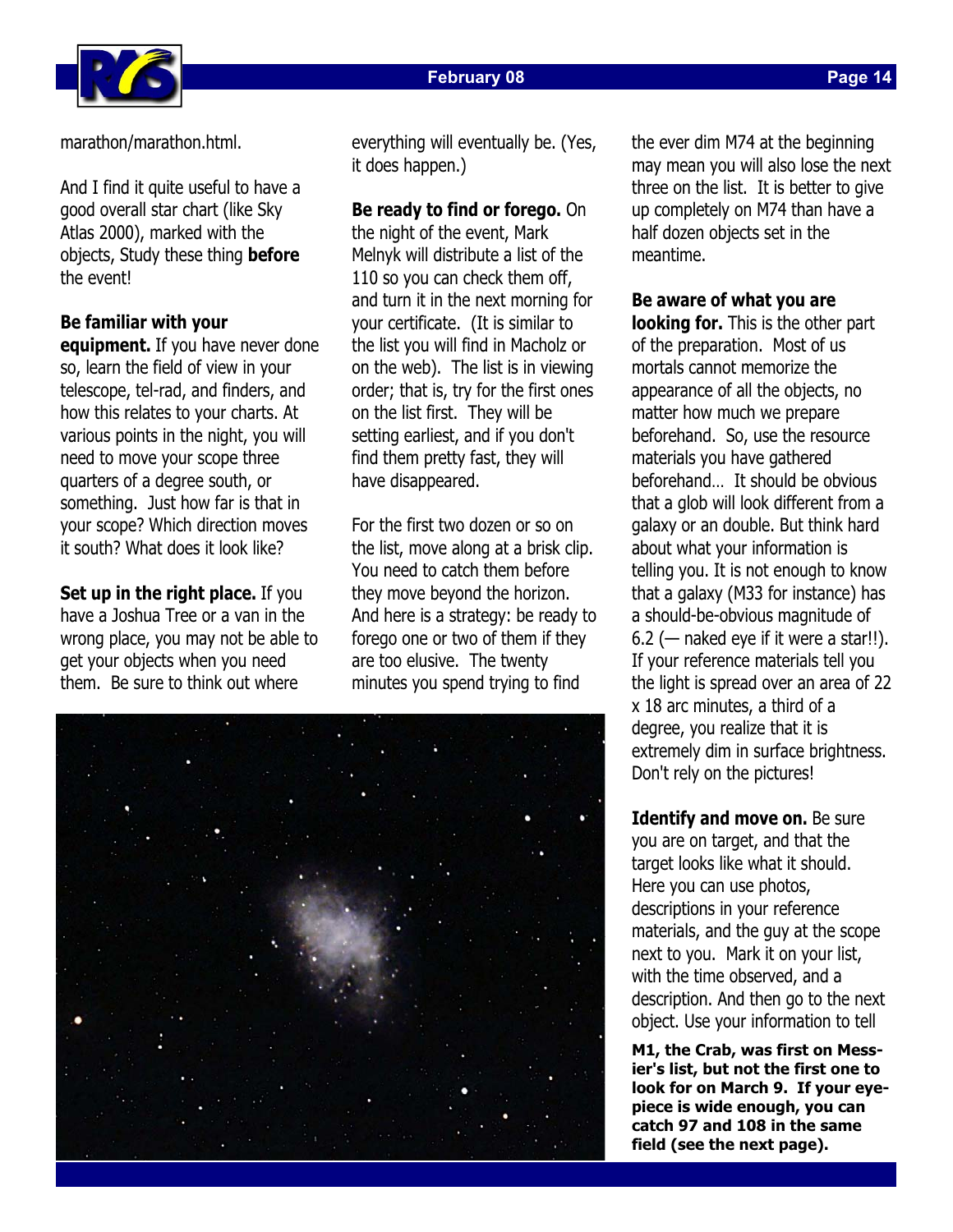marathon/marathon.html.

And I find it quite useful to have a good overall star chart (like Sky Atlas 2000), marked with the objects, Study these thing **before** the event!

**Be familiar with your equipment.** If you have never done so, learn the field of view in your telescope, tel-rad, and finders, and how this relates to your charts. At various points in the night, you will need to move your scope three quarters of a degree south, or something. Just how far is that in your scope? Which direction moves it south? What does it look like?

**Set up in the right place.** If you have a Joshua Tree or a van in the wrong place, you may not be able to get your objects when you need them. Be sure to think out where everything will eventually be. (Yes, it does happen.)

**Be ready to find or forego.** On the night of the event, Mark Melnyk will distribute a list of the 110 so you can check them off, and turn it in the next morning for your certificate. (It is similar to the list you will find in Macholz or on the web). The list is in viewing order; that is, try for the first ones on the list first. They will be setting earliest, and if you don't find them pretty fast, they will have disappeared.

For the first two dozen or so on the list, move along at a brisk clip. You need to catch them before they move beyond the horizon. And here is a strategy: be ready to forego one or two of them if they are too elusive. The twenty minutes you spend trying to find the ever dim M74 at the beginning may mean you will also lose the next three on the list. It is better to give up completely on M74 than have a half dozen objects set in the meantime.

**Be aware of what you are looking for.** This is the other part of the preparation. Most of us mortals cannot memorize the appearance of all the objects, no matter how much we prepare beforehand. So, use the resource materials you have gathered beforehand… It should be obvious that a glob will look different from a galaxy or an double. But think hard about what your information is telling you. It is not enough to know that a galaxy (M33 for instance) has a should-be-obvious magnitude of 6.2 (— naked eye if it were a star!!). If your reference materials tell you the light is spread over an area of 22 x 18 arc minutes, a third of a degree, you realize that it is extremely dim in surface brightness. Don't rely on the pictures!

**Identify and move on.** Be sure you are on target, and that the target looks like what it should. Here you can use photos, descriptions in your reference materials, and the guy at the scope next to you. Mark it on your list, with the time observed, and a description. And then go to the next object. Use your information to tell

**M1, the Crab, was first on Messier's list, but not the first one to look for on March 9. If your eyepiece is wide enough, you can catch 97 and 108 in the same field (see the next page).**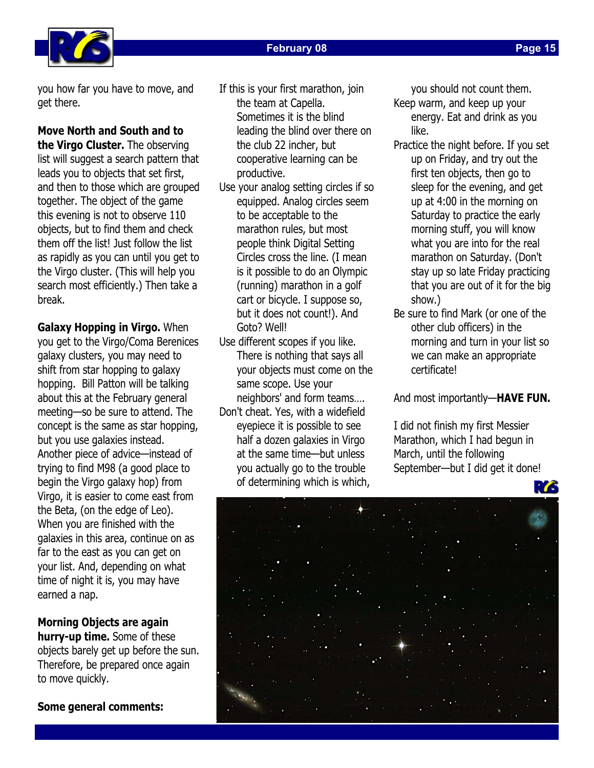you how far you have to move, and get there.

**Move North and South and to the Virgo Cluster.** The observing list will suggest a search pattern that leads you to objects that set first, and then to those which are grouped together. The object of the game this evening is not to observe 110 objects, but to find them and check them off the list! Just follow the list as rapidly as you can until you get to the Virgo cluster. (This will help you search most efficiently.) Then take a break.

**Galaxy Hopping in Virgo.** When you get to the Virgo/Coma Berenices galaxy clusters, you may need to shift from star hopping to galaxy hopping. Bill Patton will be talking about this at the February general meeting—so be sure to attend. The concept is the same as star hopping, but you use galaxies instead. Another piece of advice—instead of trying to find M98 (a good place to begin the Virgo galaxy hop) from Virgo, it is easier to come east from the Beta, (on the edge of Leo). When you are finished with the galaxies in this area, continue on as far to the east as you can get on your list. And, depending on what time of night it is, you may have earned a nap.

**Morning Objects are again hurry-up time.** Some of these objects barely get up before the sun. Therefore, be prepared once again to move quickly.

**Some general comments:**

If this is your first marathon, join the team at Capella. Sometimes it is the blind leading the blind over there on the club 22 incher, but cooperative learning can be productive.

Use your analog setting circles if so equipped. Analog circles seem to be acceptable to the marathon rules, but most people think Digital Setting Circles cross the line. (I mean is it possible to do an Olympic (running) marathon in a golf cart or bicycle. I suppose so, but it does not count!). And Goto? Well!

Use different scopes if you like. There is nothing that says all your objects must come on the same scope. Use your neighbors' and form teams….

Don't cheat. Yes, with a widefield eyepiece it is possible to see half a dozen galaxies in Virgo at the same time—but unless you actually go to the trouble of determining which is which, you should not count them.

Keep warm, and keep up your energy. Eat and drink as you like.

Practice the night before. If you set up on Friday, and try out the first ten objects, then go to sleep for the evening, and get up at 4:00 in the morning on Saturday to practice the early morning stuff, you will know what you are into for the real marathon on Saturday. (Don't stay up so late Friday practicing that you are out of it for the big show.)

Be sure to find Mark (or one of the other club officers) in the morning and turn in your list so we can make an appropriate certificate!

And most importantly—**HAVE FUN.**

I did not finish my first Messier Marathon, which I had begun in March, until the following September—but I did get it done!